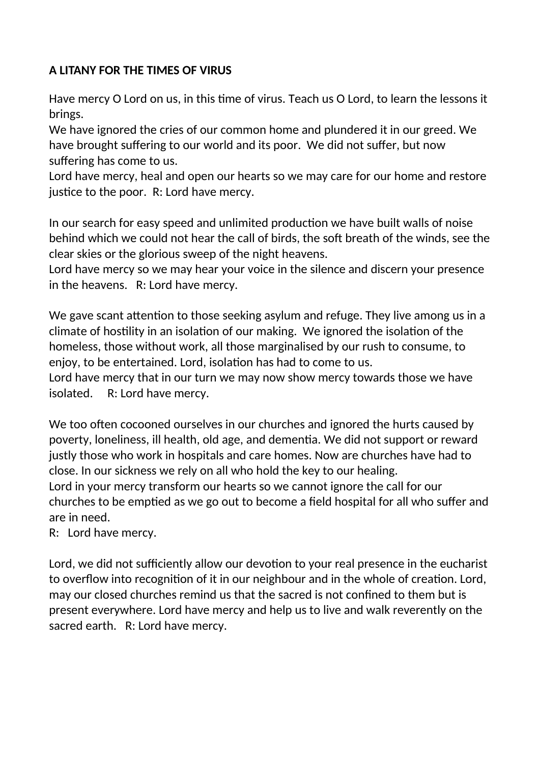**A LITANY FOR THE TIMES OF VIRUS**

Have mercy O Lord on us, in this time of virus. Teach us O Lord, to learn the lessons it brings.
We have ignored the cries of our common home and plundered it in our greed. We have brought suffering to our world and its poor. We did not suffer, but now suffering has come to us.
Lord have mercy, heal and open our hearts so we may care for our home and restore justice to the poor. R: Lord have mercy.

In our search for easy speed and unlimited production we have built walls of noise behind which we could not hear the call of birds, the soft breath of the winds, see the clear skies or the glorious sweep of the night heavens.
Lord have mercy so we may hear your voice in the silence and discern your presence in the heavens. R: Lord have mercy.

We gave scant attention to those seeking asylum and refuge. They live among us in a climate of hostility in an isolation of our making. We ignored the isolation of the homeless, those without work, all those marginalised by our rush to consume, to enjoy, to be entertained. Lord, isolation has had to come to us.
Lord have mercy that in our turn we may now show mercy towards those we have isolated. R: Lord have mercy.

We too often cocooned ourselves in our churches and ignored the hurts caused by poverty, loneliness, ill health, old age, and dementia. We did not support or reward justly those who work in hospitals and care homes. Now are churches have had to close. In our sickness we rely on all who hold the key to our healing.
Lord in your mercy transform our hearts so we cannot ignore the call for our churches to be emptied as we go out to become a field hospital for all who suffer and are in need.
R: Lord have mercy.

Lord, we did not sufficiently allow our devotion to your real presence in the eucharist to overflow into recognition of it in our neighbour and in the whole of creation. Lord, may our closed churches remind us that the sacred is not confined to them but is present everywhere. Lord have mercy and help us to live and walk reverently on the sacred earth. R: Lord have mercy.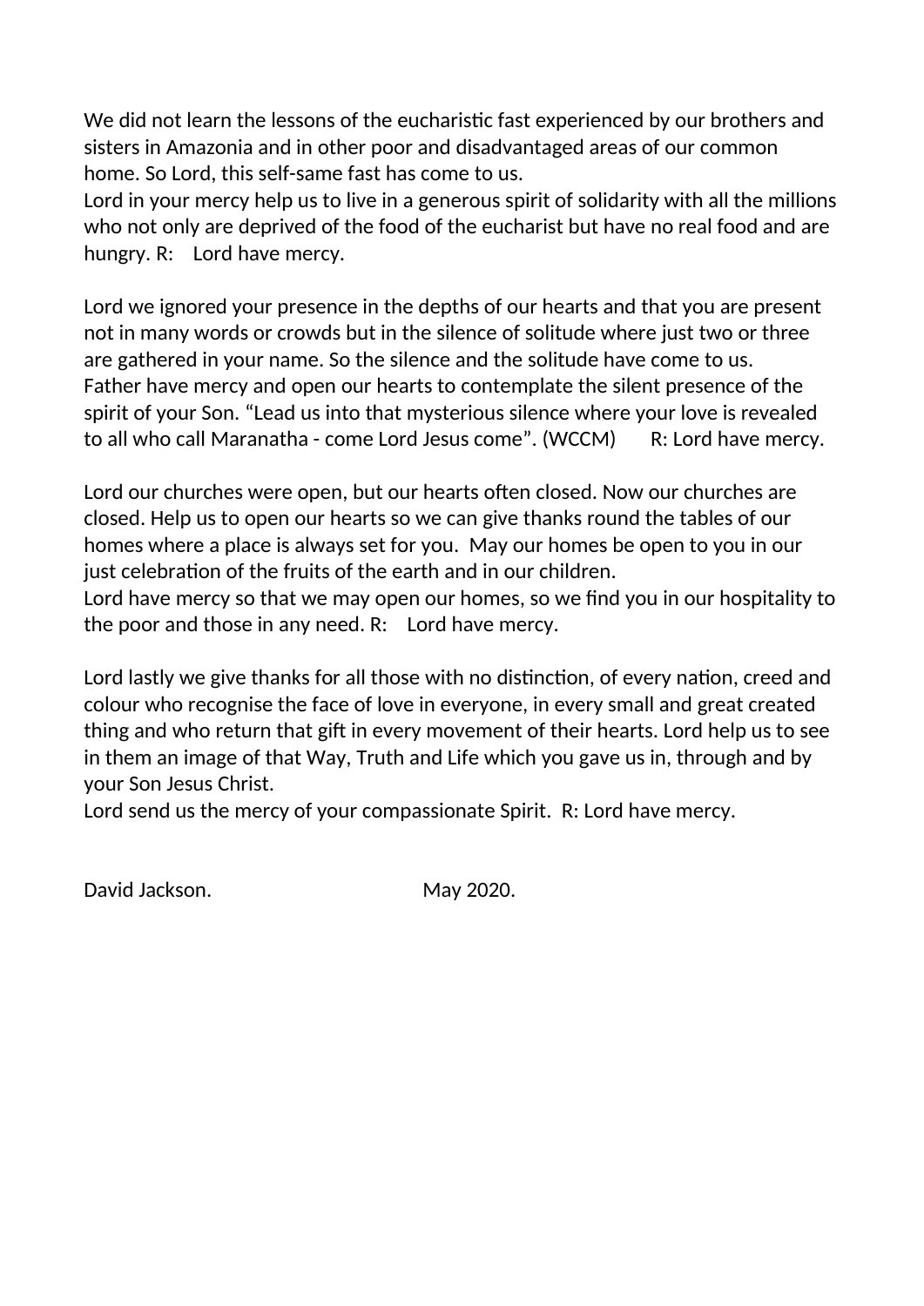We did not learn the lessons of the eucharistic fast experienced by our brothers and sisters in Amazonia and in other poor and disadvantaged areas of our common home. So Lord, this self-same fast has come to us.
Lord in your mercy help us to live in a generous spirit of solidarity with all the millions who not only are deprived of the food of the eucharist but have no real food and are hungry. R: Lord have mercy.

Lord we ignored your presence in the depths of our hearts and that you are present not in many words or crowds but in the silence of solitude where just two or three are gathered in your name. So the silence and the solitude have come to us.
Father have mercy and open our hearts to contemplate the silent presence of the spirit of your Son. "Lead us into that mysterious silence where your love is revealed to all who call Maranatha - come Lord Jesus come". (WCCM) R: Lord have mercy.

Lord our churches were open, but our hearts often closed. Now our churches are closed. Help us to open our hearts so we can give thanks round the tables of our homes where a place is always set for you. May our homes be open to you in our just celebration of the fruits of the earth and in our children.
Lord have mercy so that we may open our homes, so we find you in our hospitality to the poor and those in any need. R: Lord have mercy.

Lord lastly we give thanks for all those with no distinction, of every nation, creed and colour who recognise the face of love in everyone, in every small and great created thing and who return that gift in every movement of their hearts. Lord help us to see in them an image of that Way, Truth and Life which you gave us in, through and by your Son Jesus Christ.
Lord send us the mercy of your compassionate Spirit. R: Lord have mercy.

David Jackson. May 2020.